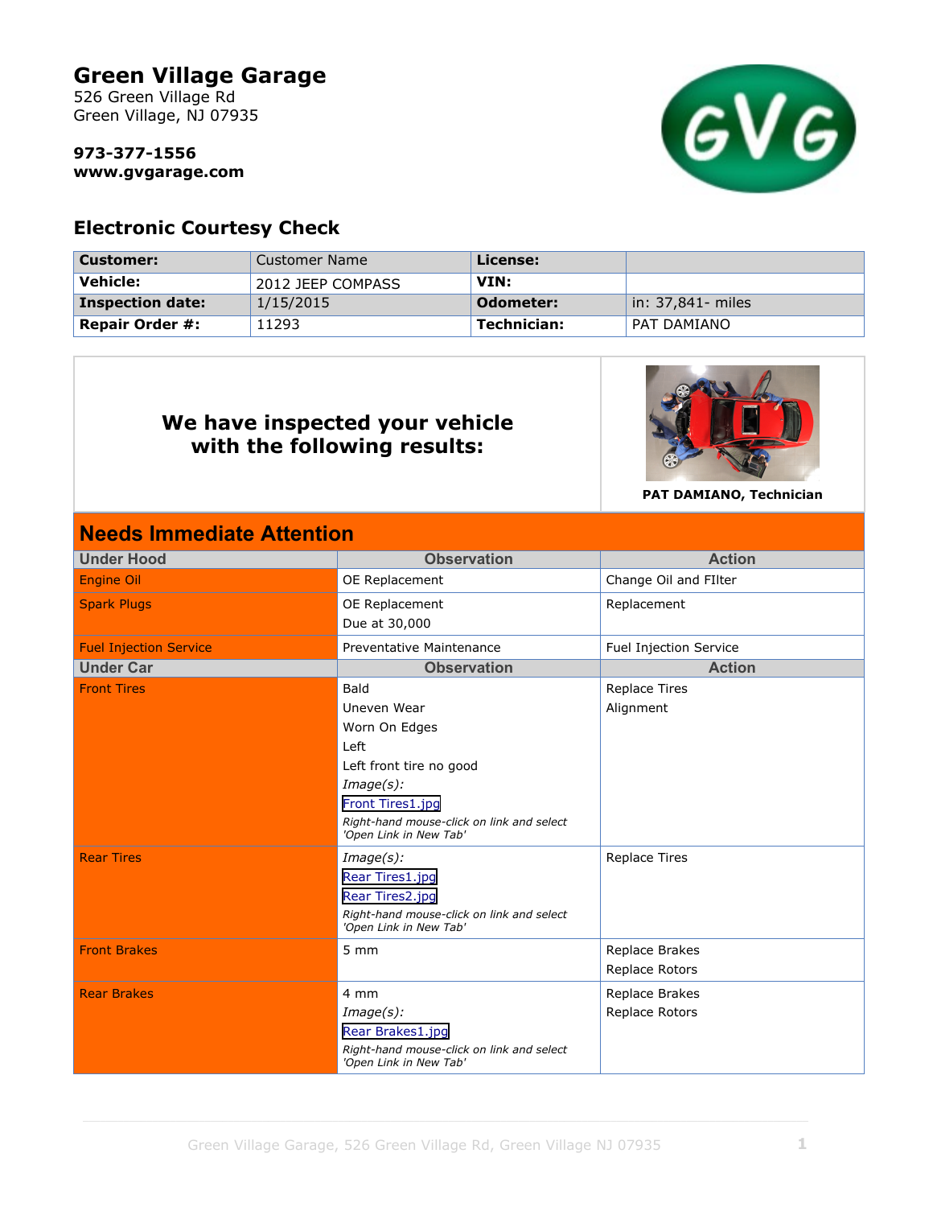# Green Village Garage

526 Green Village Rd
Green Village, NJ 07935

**973-377-1556**
**www.gvgarage.com**

## Electronic Courtesy Check

| | | | |
|---|---|---|---|
| **Customer:** | Customer Name | **License:** | |
| **Vehicle:** | 2012 JEEP COMPASS | **VIN:** | |
| **Inspection date:** | 1/15/2015 | **Odometer:** | in: 37,841- miles |
| **Repair Order #:** | 11293 | **Technician:** | PAT DAMIANO |

### We have inspected your vehicle with the following results:

**PAT DAMIANO, Technician**

## Needs Immediate Attention

| Under Hood | Observation | Action |
|---|---|---|
| Engine Oil | OE Replacement | Change Oil and FIlter |
| Spark Plugs | OE Replacement<br>Due at 30,000 | Replacement |
| Fuel Injection Service | Preventative Maintenance | Fuel Injection Service |
| **Under Car** | **Observation** | **Action** |
| Front Tires | Bald<br>Uneven Wear<br>Worn On Edges<br>Left<br>Left front tire no good<br>*Image(s):*<br>Front Tires1.jpg<br>*Right-hand mouse-click on link and select 'Open Link in New Tab'* | Replace Tires<br>Alignment |
| Rear Tires | *Image(s):*<br>Rear Tires1.jpg<br>Rear Tires2.jpg<br>*Right-hand mouse-click on link and select 'Open Link in New Tab'* | Replace Tires |
| Front Brakes | 5 mm | Replace Brakes<br>Replace Rotors |
| Rear Brakes | 4 mm<br>*Image(s):*<br>Rear Brakes1.jpg<br>*Right-hand mouse-click on link and select 'Open Link in New Tab'* | Replace Brakes<br>Replace Rotors |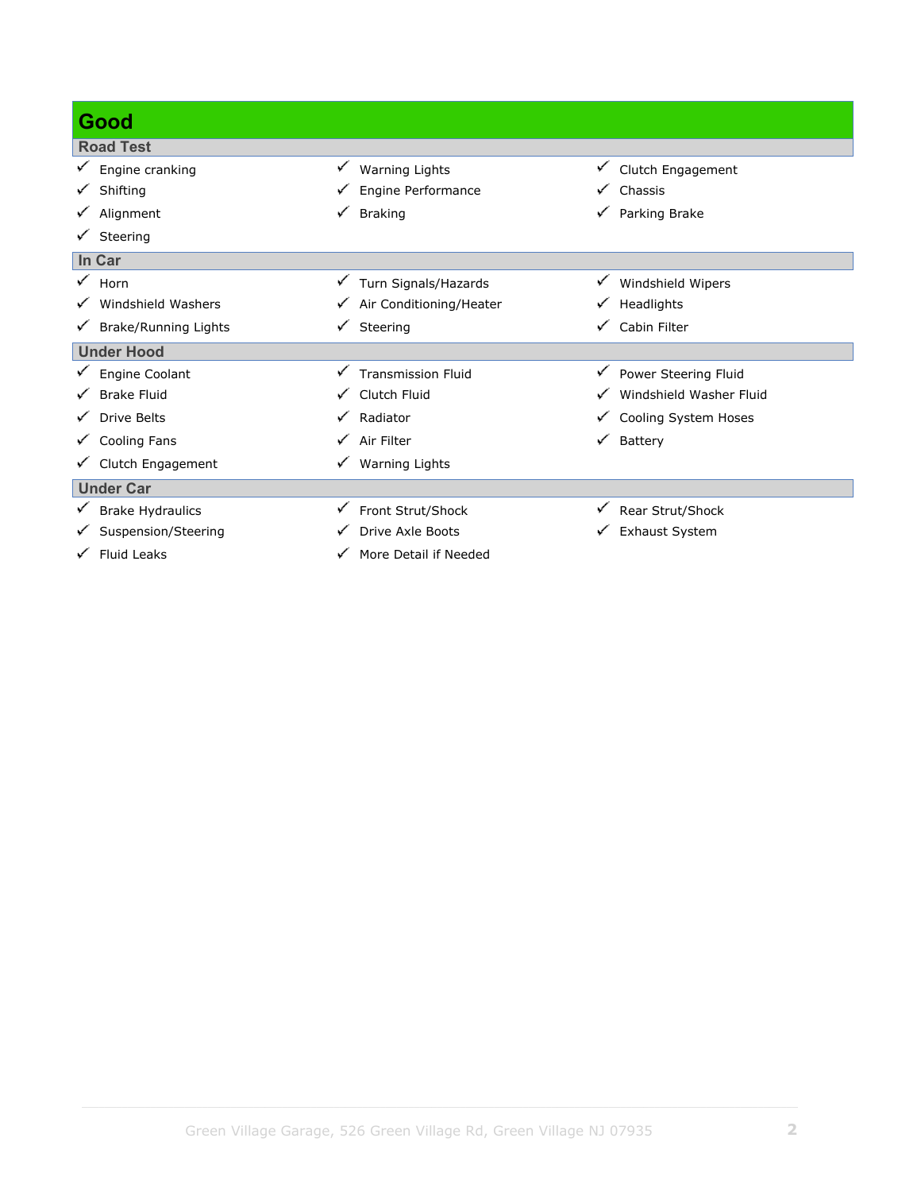# Good

## Road Test

- ✓ Engine cranking
- ✓ Warning Lights
- ✓ Clutch Engagement
- ✓ Shifting
- ✓ Engine Performance
- ✓ Chassis
- ✓ Alignment
- ✓ Braking
- ✓ Parking Brake
- ✓ Steering

## In Car

- ✓ Horn
- ✓ Turn Signals/Hazards
- ✓ Windshield Wipers
- ✓ Windshield Washers
- ✓ Air Conditioning/Heater
- ✓ Headlights
- ✓ Brake/Running Lights
- ✓ Steering
- ✓ Cabin Filter

## Under Hood

- ✓ Engine Coolant
- ✓ Transmission Fluid
- ✓ Power Steering Fluid
- ✓ Brake Fluid
- ✓ Clutch Fluid
- ✓ Windshield Washer Fluid
- ✓ Drive Belts
- ✓ Radiator
- ✓ Cooling System Hoses
- ✓ Cooling Fans
- ✓ Air Filter
- ✓ Battery
- ✓ Clutch Engagement
- ✓ Warning Lights

## Under Car

- ✓ Brake Hydraulics
- ✓ Front Strut/Shock
- ✓ Rear Strut/Shock
- ✓ Suspension/Steering
- ✓ Drive Axle Boots
- ✓ Exhaust System
- ✓ Fluid Leaks
- ✓ More Detail if Needed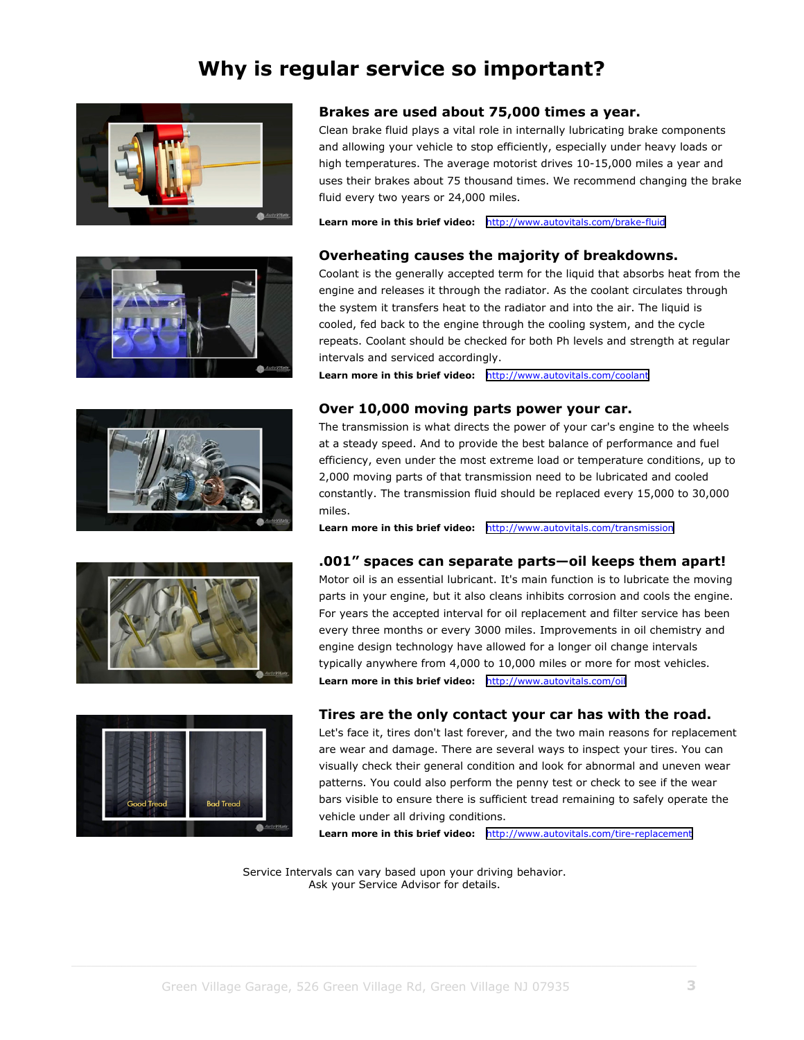# Why is regular service so important?

## Brakes are used about 75,000 times a year.

Clean brake fluid plays a vital role in internally lubricating brake components and allowing your vehicle to stop efficiently, especially under heavy loads or high temperatures. The average motorist drives 10-15,000 miles a year and uses their brakes about 75 thousand times. We recommend changing the brake fluid every two years or 24,000 miles.

**Learn more in this brief video:** http://www.autovitals.com/brake-fluid

## Overheating causes the majority of breakdowns.

Coolant is the generally accepted term for the liquid that absorbs heat from the engine and releases it through the radiator. As the coolant circulates through the system it transfers heat to the radiator and into the air. The liquid is cooled, fed back to the engine through the cooling system, and the cycle repeats. Coolant should be checked for both Ph levels and strength at regular intervals and serviced accordingly.

**Learn more in this brief video:** http://www.autovitals.com/coolant

## Over 10,000 moving parts power your car.

The transmission is what directs the power of your car's engine to the wheels at a steady speed. And to provide the best balance of performance and fuel efficiency, even under the most extreme load or temperature conditions, up to 2,000 moving parts of that transmission need to be lubricated and cooled constantly. The transmission fluid should be replaced every 15,000 to 30,000 miles.

**Learn more in this brief video:** http://www.autovitals.com/transmission

## .001” spaces can separate parts—oil keeps them apart!

Motor oil is an essential lubricant. It's main function is to lubricate the moving parts in your engine, but it also cleans inhibits corrosion and cools the engine. For years the accepted interval for oil replacement and filter service has been every three months or every 3000 miles. Improvements in oil chemistry and engine design technology have allowed for a longer oil change intervals typically anywhere from 4,000 to 10,000 miles or more for most vehicles.

**Learn more in this brief video:** http://www.autovitals.com/oil

## Tires are the only contact your car has with the road.

Let's face it, tires don't last forever, and the two main reasons for replacement are wear and damage. There are several ways to inspect your tires. You can visually check their general condition and look for abnormal and uneven wear patterns. You could also perform the penny test or check to see if the wear bars visible to ensure there is sufficient tread remaining to safely operate the vehicle under all driving conditions.

**Learn more in this brief video:** http://www.autovitals.com/tire-replacement

Service Intervals can vary based upon your driving behavior.
Ask your Service Advisor for details.

Green Village Garage, 526 Green Village Rd, Green Village NJ 07935